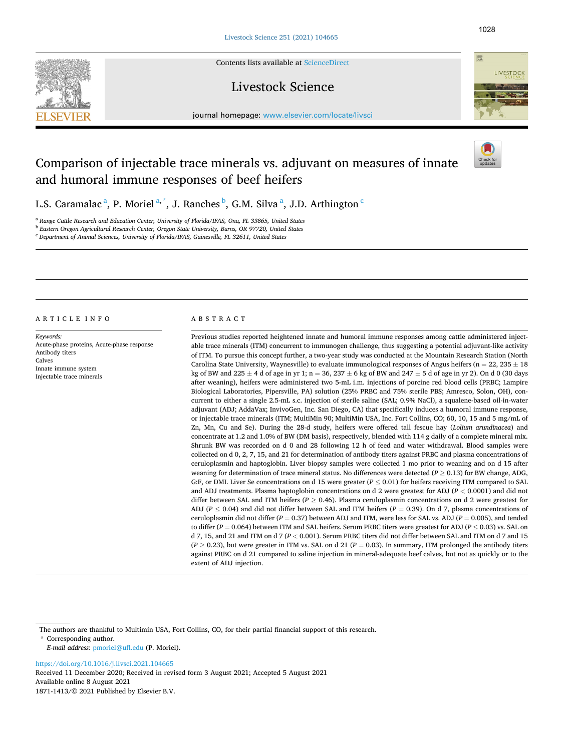# Comparison of injectable trace minerals vs. adjuvant on measures of innate and humoral immune responses of beef heifers

L.S. Caramalac[a], P. Moriel[a,*], J. Ranches[b], G.M. Silva[a], J.D. Arthington[c]

[a] Range Cattle Research and Education Center, University of Florida/IFAS, Ona, FL 33865, United States
[b] Eastern Oregon Agricultural Research Center, Oregon State University, Burns, OR 97720, United States
[c] Department of Animal Sciences, University of Florida/IFAS, Gainesville, FL 32611, United States

## ARTICLE INFO

*Keywords:*
Acute-phase proteins, Acute-phase response
Antibody titers
Calves
Innate immune system
Injectable trace minerals

## ABSTRACT

Previous studies reported heightened innate and humoral immune responses among cattle administered injectable trace minerals (ITM) concurrent to immunogen challenge, thus suggesting a potential adjuvant-like activity of ITM. To pursue this concept further, a two-year study was conducted at the Mountain Research Station (North Carolina State University, Waynesville) to evaluate immunological responses of Angus heifers (n = 22, 235 ± 18 kg of BW and 225 ± 4 d of age in yr 1; n = 36, 237 ± 6 kg of BW and 247 ± 5 d of age in yr 2). On d 0 (30 days after weaning), heifers were administered two 5-mL i.m. injections of porcine red blood cells (PRBC; Lampire Biological Laboratories, Pipersville, PA) solution (25% PRBC and 75% sterile PBS; Amresco, Solon, OH), concurrent to either a single 2.5-mL s.c. injection of sterile saline (SAL; 0.9% NaCl), a squalene-based oil-in-water adjuvant (ADJ; AddaVax; InvivoGen, Inc. San Diego, CA) that specifically induces a humoral immune response, or injectable trace minerals (ITM; MultiMin 90; MultiMin USA, Inc. Fort Collins, CO; 60, 10, 15 and 5 mg/mL of Zn, Mn, Cu and Se). During the 28-d study, heifers were offered tall fescue hay (*Lolium arundinacea*) and concentrate at 1.2 and 1.0% of BW (DM basis), respectively, blended with 114 g daily of a complete mineral mix. Shrunk BW was recorded on d 0 and 28 following 12 h of feed and water withdrawal. Blood samples were collected on d 0, 2, 7, 15, and 21 for determination of antibody titers against PRBC and plasma concentrations of ceruloplasmin and haptoglobin. Liver biopsy samples were collected 1 mo prior to weaning and on d 15 after weaning for determination of trace mineral status. No differences were detected ($P \geq 0.13$) for BW change, ADG, G:F, or DMI. Liver Se concentrations on d 15 were greater ($P \leq 0.01$) for heifers receiving ITM compared to SAL and ADJ treatments. Plasma haptoglobin concentrations on d 2 were greatest for ADJ ($P < 0.0001$) and did not differ between SAL and ITM heifers ($P \geq 0.46$). Plasma ceruloplasmin concentrations on d 2 were greatest for ADJ ($P \leq 0.04$) and did not differ between SAL and ITM heifers ($P = 0.39$). On d 7, plasma concentrations of ceruloplasmin did not differ ($P = 0.37$) between ADJ and ITM, were less for SAL vs. ADJ ($P = 0.005$), and tended to differ ($P = 0.064$) between ITM and SAL heifers. Serum PRBC titers were greatest for ADJ ($P \leq 0.03$) vs. SAL on d 7, 15, and 21 and ITM on d 7 ($P < 0.001$). Serum PRBC titers did not differ between SAL and ITM on d 7 and 15 ($P \geq 0.23$), but were greater in ITM vs. SAL on d 21 ($P = 0.03$). In summary, ITM prolonged the antibody titers against PRBC on d 21 compared to saline injection in mineral-adequate beef calves, but not as quickly or to the extent of ADJ injection.

The authors are thankful to Multimin USA, Fort Collins, CO, for their partial financial support of this research.
* Corresponding author.
*E-mail address:* pmoriel@ufl.edu (P. Moriel).

https://doi.org/10.1016/j.livsci.2021.104665
Received 11 December 2020; Received in revised form 3 August 2021; Accepted 5 August 2021
Available online 8 August 2021
1871-1413/© 2021 Published by Elsevier B.V.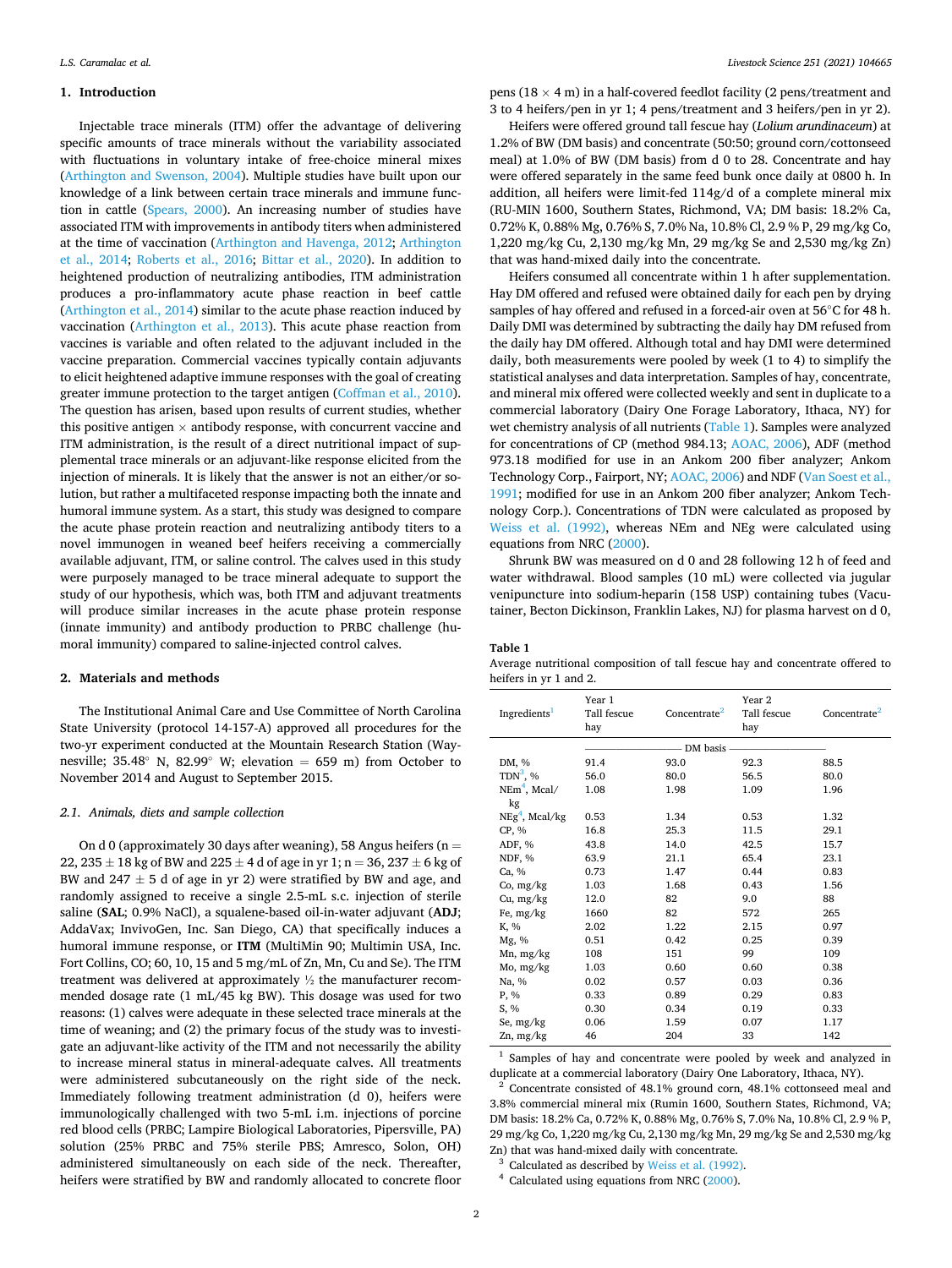## 1. Introduction

Injectable trace minerals (ITM) offer the advantage of delivering specific amounts of trace minerals without the variability associated with fluctuations in voluntary intake of free-choice mineral mixes (Arthington and Swenson, 2004). Multiple studies have built upon our knowledge of a link between certain trace minerals and immune function in cattle (Spears, 2000). An increasing number of studies have associated ITM with improvements in antibody titers when administered at the time of vaccination (Arthington and Havenga, 2012; Arthington et al., 2014; Roberts et al., 2016; Bittar et al., 2020). In addition to heightened production of neutralizing antibodies, ITM administration produces a pro-inflammatory acute phase reaction in beef cattle (Arthington et al., 2014) similar to the acute phase reaction induced by vaccination (Arthington et al., 2013). This acute phase reaction from vaccines is variable and often related to the adjuvant included in the vaccine preparation. Commercial vaccines typically contain adjuvants to elicit heightened adaptive immune responses with the goal of creating greater immune protection to the target antigen (Coffman et al., 2010). The question has arisen, based upon results of current studies, whether this positive antigen × antibody response, with concurrent vaccine and ITM administration, is the result of a direct nutritional impact of supplemental trace minerals or an adjuvant-like response elicited from the injection of minerals. It is likely that the answer is not an either/or solution, but rather a multifaceted response impacting both the innate and humoral immune system. As a start, this study was designed to compare the acute phase protein reaction and neutralizing antibody titers to a novel immunogen in weaned beef heifers receiving a commercially available adjuvant, ITM, or saline control. The calves used in this study were purposely managed to be trace mineral adequate to support the study of our hypothesis, which was, both ITM and adjuvant treatments will produce similar increases in the acute phase protein response (innate immunity) and antibody production to PRBC challenge (humoral immunity) compared to saline-injected control calves.

## 2. Materials and methods

The Institutional Animal Care and Use Committee of North Carolina State University (protocol 14-157-A) approved all procedures for the two-yr experiment conducted at the Mountain Research Station (Waynesville; 35.48° N, 82.99° W; elevation = 659 m) from October to November 2014 and August to September 2015.

### 2.1. Animals, diets and sample collection

On d 0 (approximately 30 days after weaning), 58 Angus heifers (n = 22, 235 ± 18 kg of BW and 225 ± 4 d of age in yr 1; n = 36, 237 ± 6 kg of BW and 247 ± 5 d of age in yr 2) were stratified by BW and age, and randomly assigned to receive a single 2.5-mL s.c. injection of sterile saline (**SAL**; 0.9% NaCl), a squalene-based oil-in-water adjuvant (**ADJ**; AddaVax; InvivoGen, Inc. San Diego, CA) that specifically induces a humoral immune response, or **ITM** (MultiMin 90; Multimin USA, Inc. Fort Collins, CO; 60, 10, 15 and 5 mg/mL of Zn, Mn, Cu and Se). The ITM treatment was delivered at approximately ½ the manufacturer recommended dosage rate (1 mL/45 kg BW). This dosage was used for two reasons: (1) calves were adequate in these selected trace minerals at the time of weaning; and (2) the primary focus of the study was to investigate an adjuvant-like activity of the ITM and not necessarily the ability to increase mineral status in mineral-adequate calves. All treatments were administered subcutaneously on the right side of the neck. Immediately following treatment administration (d 0), heifers were immunologically challenged with two 5-mL i.m. injections of porcine red blood cells (PRBC; Lampire Biological Laboratories, Pipersville, PA) solution (25% PRBC and 75% sterile PBS; Amresco, Solon, OH) administered simultaneously on each side of the neck. Thereafter, heifers were stratified by BW and randomly allocated to concrete floor pens (18 × 4 m) in a half-covered feedlot facility (2 pens/treatment and 3 to 4 heifers/pen in yr 1; 4 pens/treatment and 3 heifers/pen in yr 2).

Heifers were offered ground tall fescue hay (*Lolium arundinaceum*) at 1.2% of BW (DM basis) and concentrate (50:50; ground corn/cottonseed meal) at 1.0% of BW (DM basis) from d 0 to 28. Concentrate and hay were offered separately in the same feed bunk once daily at 0800 h. In addition, all heifers were limit-fed 114g/d of a complete mineral mix (RU-MIN 1600, Southern States, Richmond, VA; DM basis: 18.2% Ca, 0.72% K, 0.88% Mg, 0.76% S, 7.0% Na, 10.8% Cl, 2.9 % P, 29 mg/kg Co, 1,220 mg/kg Cu, 2,130 mg/kg Mn, 29 mg/kg Se and 2,530 mg/kg Zn) that was hand-mixed daily into the concentrate.

Heifers consumed all concentrate within 1 h after supplementation. Hay DM offered and refused were obtained daily for each pen by drying samples of hay offered and refused in a forced-air oven at 56°C for 48 h. Daily DMI was determined by subtracting the daily hay DM refused from the daily hay DM offered. Although total and hay DMI were determined daily, both measurements were pooled by week (1 to 4) to simplify the statistical analyses and data interpretation. Samples of hay, concentrate, and mineral mix offered were collected weekly and sent in duplicate to a commercial laboratory (Dairy One Forage Laboratory, Ithaca, NY) for wet chemistry analysis of all nutrients (Table 1). Samples were analyzed for concentrations of CP (method 984.13; AOAC, 2006), ADF (method 973.18 modified for use in an Ankom 200 fiber analyzer; Ankom Technology Corp., Fairport, NY; AOAC, 2006) and NDF (Van Soest et al., 1991; modified for use in an Ankom 200 fiber analyzer; Ankom Technology Corp.). Concentrations of TDN were calculated as proposed by Weiss et al. (1992), whereas NEm and NEg were calculated using equations from NRC (2000).

Shrunk BW was measured on d 0 and 28 following 12 h of feed and water withdrawal. Blood samples (10 mL) were collected via jugular venipuncture into sodium-heparin (158 USP) containing tubes (Vacutainer, Becton Dickinson, Franklin Lakes, NJ) for plasma harvest on d 0,

**Table 1**
Average nutritional composition of tall fescue hay and concentrate offered to heifers in yr 1 and 2.

| Ingredients[1] | Year 1 Tall fescue hay | Concentrate[2] | Year 2 Tall fescue hay | Concentrate[2] |
|---|---|---|---|---|
| | DM basis | | | |
| DM, % | 91.4 | 93.0 | 92.3 | 88.5 |
| TDN[3], % | 56.0 | 80.0 | 56.5 | 80.0 |
| NEm[4], Mcal/kg | 1.08 | 1.98 | 1.09 | 1.96 |
| NEg[4], Mcal/kg | 0.53 | 1.34 | 0.53 | 1.32 |
| CP, % | 16.8 | 25.3 | 11.5 | 29.1 |
| ADF, % | 43.8 | 14.0 | 42.5 | 15.7 |
| NDF, % | 63.9 | 21.1 | 65.4 | 23.1 |
| Ca, % | 0.73 | 1.47 | 0.44 | 0.83 |
| Co, mg/kg | 1.03 | 1.68 | 0.43 | 1.56 |
| Cu, mg/kg | 12.0 | 82 | 9.0 | 88 |
| Fe, mg/kg | 1660 | 82 | 572 | 265 |
| K, % | 2.02 | 1.22 | 2.15 | 0.97 |
| Mg, % | 0.51 | 0.42 | 0.25 | 0.39 |
| Mn, mg/kg | 108 | 151 | 99 | 109 |
| Mo, mg/kg | 1.03 | 0.60 | 0.60 | 0.38 |
| Na, % | 0.02 | 0.57 | 0.03 | 0.36 |
| P, % | 0.33 | 0.89 | 0.29 | 0.83 |
| S, % | 0.30 | 0.34 | 0.19 | 0.33 |
| Se, mg/kg | 0.06 | 1.59 | 0.07 | 1.17 |
| Zn, mg/kg | 46 | 204 | 33 | 142 |

[1] Samples of hay and concentrate were pooled by week and analyzed in duplicate at a commercial laboratory (Dairy One Laboratory, Ithaca, NY).
[2] Concentrate consisted of 48.1% ground corn, 48.1% cottonseed meal and 3.8% commercial mineral mix (Rumin 1600, Southern States, Richmond, VA; DM basis: 18.2% Ca, 0.72% K, 0.88% Mg, 0.76% S, 7.0% Na, 10.8% Cl, 2.9 % P, 29 mg/kg Co, 1,220 mg/kg Cu, 2,130 mg/kg Mn, 29 mg/kg Se and 2,530 mg/kg Zn) that was hand-mixed daily with concentrate.
[3] Calculated as described by Weiss et al. (1992).
[4] Calculated using equations from NRC (2000).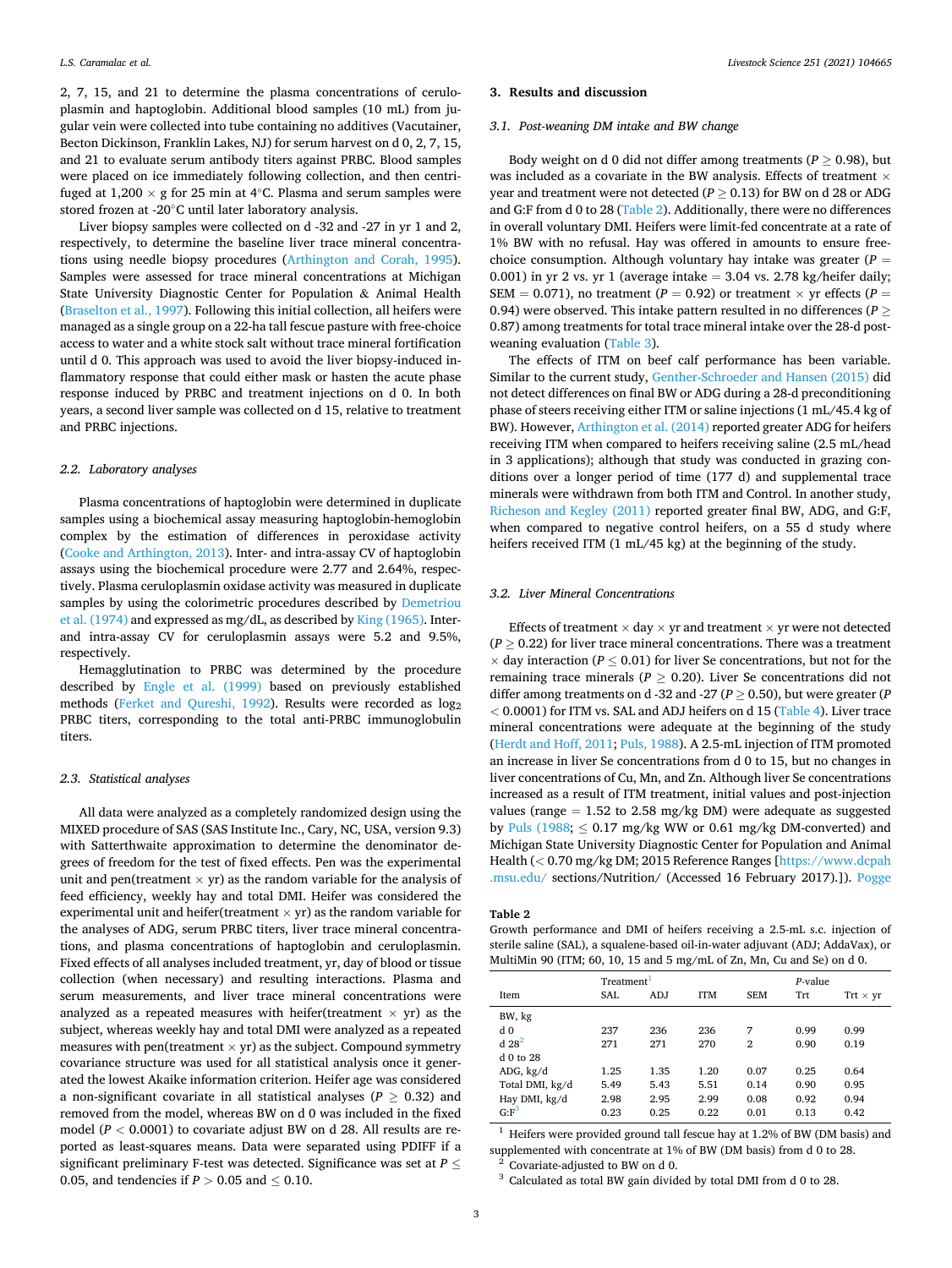2, 7, 15, and 21 to determine the plasma concentrations of ceruloplasmin and haptoglobin. Additional blood samples (10 mL) from jugular vein were collected into tube containing no additives (Vacutainer, Becton Dickinson, Franklin Lakes, NJ) for serum harvest on d 0, 2, 7, 15, and 21 to evaluate serum antibody titers against PRBC. Blood samples were placed on ice immediately following collection, and then centrifuged at 1,200 × g for 25 min at 4°C. Plasma and serum samples were stored frozen at -20°C until later laboratory analysis.

Liver biopsy samples were collected on d -32 and -27 in yr 1 and 2, respectively, to determine the baseline liver trace mineral concentrations using needle biopsy procedures (Arthington and Corah, 1995). Samples were assessed for trace mineral concentrations at Michigan State University Diagnostic Center for Population & Animal Health (Braselton et al., 1997). Following this initial collection, all heifers were managed as a single group on a 22-ha tall fescue pasture with free-choice access to water and a white stock salt without trace mineral fortification until d 0. This approach was used to avoid the liver biopsy-induced inflammatory response that could either mask or hasten the acute phase response induced by PRBC and treatment injections on d 0. In both years, a second liver sample was collected on d 15, relative to treatment and PRBC injections.

### 2.2. Laboratory analyses

Plasma concentrations of haptoglobin were determined in duplicate samples using a biochemical assay measuring haptoglobin-hemoglobin complex by the estimation of differences in peroxidase activity (Cooke and Arthington, 2013). Inter- and intra-assay CV of haptoglobin assays using the biochemical procedure were 2.77 and 2.64%, respectively. Plasma ceruloplasmin oxidase activity was measured in duplicate samples by using the colorimetric procedures described by Demetriou et al. (1974) and expressed as mg/dL, as described by King (1965). Inter- and intra-assay CV for ceruloplasmin assays were 5.2 and 9.5%, respectively.

Hemagglutination to PRBC was determined by the procedure described by Engle et al. (1999) based on previously established methods (Ferket and Qureshi, 1992). Results were recorded as $\log_2$ PRBC titers, corresponding to the total anti-PRBC immunoglobulin titers.

### 2.3. Statistical analyses

All data were analyzed as a completely randomized design using the MIXED procedure of SAS (SAS Institute Inc., Cary, NC, USA, version 9.3) with Satterthwaite approximation to determine the denominator degrees of freedom for the test of fixed effects. Pen was the experimental unit and pen(treatment × yr) as the random variable for the analysis of feed efficiency, weekly hay and total DMI. Heifer was considered the experimental unit and heifer(treatment × yr) as the random variable for the analyses of ADG, serum PRBC titers, liver trace mineral concentrations, and plasma concentrations of haptoglobin and ceruloplasmin. Fixed effects of all analyses included treatment, yr, day of blood or tissue collection (when necessary) and resulting interactions. Plasma and serum measurements, and liver trace mineral concentrations were analyzed as a repeated measures with heifer(treatment × yr) as the subject, whereas weekly hay and total DMI were analyzed as a repeated measures with pen(treatment × yr) as the subject. Compound symmetry covariance structure was used for all statistical analysis once it generated the lowest Akaike information criterion. Heifer age was considered a non-significant covariate in all statistical analyses ($P \geq 0.32$) and removed from the model, whereas BW on d 0 was included in the fixed model ($P < 0.0001$) to covariate adjust BW on d 28. All results are reported as least-squares means. Data were separated using PDIFF if a significant preliminary F-test was detected. Significance was set at $P \leq 0.05$, and tendencies if $P > 0.05$ and $\leq 0.10$.

## 3. Results and discussion

### 3.1. Post-weaning DM intake and BW change

Body weight on d 0 did not differ among treatments ($P \geq 0.98$), but was included as a covariate in the BW analysis. Effects of treatment × year and treatment were not detected ($P \geq 0.13$) for BW on d 28 or ADG and G:F from d 0 to 28 (Table 2). Additionally, there were no differences in overall voluntary DMI. Heifers were limit-fed concentrate at a rate of 1% BW with no refusal. Hay was offered in amounts to ensure free-choice consumption. Although voluntary hay intake was greater ($P = 0.001$) in yr 2 vs. yr 1 (average intake = 3.04 vs. 2.78 kg/heifer daily; SEM = 0.071), no treatment ($P = 0.92$) or treatment × yr effects ($P = 0.94$) were observed. This intake pattern resulted in no differences ($P \geq 0.87$) among treatments for total trace mineral intake over the 28-d post-weaning evaluation (Table 3).

The effects of ITM on beef calf performance has been variable. Similar to the current study, Genther-Schroeder and Hansen (2015) did not detect differences on final BW or ADG during a 28-d preconditioning phase of steers receiving either ITM or saline injections (1 mL/45.4 kg of BW). However, Arthington et al. (2014) reported greater ADG for heifers receiving ITM when compared to heifers receiving saline (2.5 mL/head in 3 applications); although that study was conducted in grazing conditions over a longer period of time (177 d) and supplemental trace minerals were withdrawn from both ITM and Control. In another study, Richeson and Kegley (2011) reported greater final BW, ADG, and G:F, when compared to negative control heifers, on a 55 d study where heifers received ITM (1 mL/45 kg) at the beginning of the study.

### 3.2. Liver Mineral Concentrations

Effects of treatment × day × yr and treatment × yr were not detected ($P \geq 0.22$) for liver trace mineral concentrations. There was a treatment × day interaction ($P \leq 0.01$) for liver Se concentrations, but not for the remaining trace minerals ($P \geq 0.20$). Liver Se concentrations did not differ among treatments on d -32 and -27 ($P \geq 0.50$), but were greater ($P < 0.0001$) for ITM vs. SAL and ADJ heifers on d 15 (Table 4). Liver trace mineral concentrations were adequate at the beginning of the study (Herdt and Hoff, 2011; Puls, 1988). A 2.5-mL injection of ITM promoted an increase in liver Se concentrations from d 0 to 15, but no changes in liver concentrations of Cu, Mn, and Zn. Although liver Se concentrations increased as a result of ITM treatment, initial values and post-injection values (range = 1.52 to 2.58 mg/kg DM) were adequate as suggested by Puls (1988; ≤ 0.17 mg/kg WW or 0.61 mg/kg DM-converted) and Michigan State University Diagnostic Center for Population and Animal Health (< 0.70 mg/kg DM; 2015 Reference Ranges [https://www.dcpah.msu.edu/ sections/Nutrition/ (Accessed 16 February 2017).]). Pogge

**Table 2**
Growth performance and DMI of heifers receiving a 2.5-mL s.c. injection of sterile saline (SAL), a squalene-based oil-in-water adjuvant (ADJ; AddaVax), or MultiMin 90 (ITM; 60, 10, 15 and 5 mg/mL of Zn, Mn, Cu and Se) on d 0.

| Item | Treatment[1] | | | | *P*-value | |
|---|---|---|---|---|---|---|
| | SAL | ADJ | ITM | SEM | Trt | Trt × yr |
| BW, kg | | | | | | |
| d 0 | 237 | 236 | 236 | 7 | 0.99 | 0.99 |
| d 28[2] | 271 | 271 | 270 | 2 | 0.90 | 0.19 |
| d 0 to 28 | | | | | | |
| ADG, kg/d | 1.25 | 1.35 | 1.20 | 0.07 | 0.25 | 0.64 |
| Total DMI, kg/d | 5.49 | 5.43 | 5.51 | 0.14 | 0.90 | 0.95 |
| Hay DMI, kg/d | 2.98 | 2.95 | 2.99 | 0.08 | 0.92 | 0.94 |
| G:F[3] | 0.23 | 0.25 | 0.22 | 0.01 | 0.13 | 0.42 |

[1] Heifers were provided ground tall fescue hay at 1.2% of BW (DM basis) and supplemented with concentrate at 1% of BW (DM basis) from d 0 to 28.
[2] Covariate-adjusted to BW on d 0.
[3] Calculated as total BW gain divided by total DMI from d 0 to 28.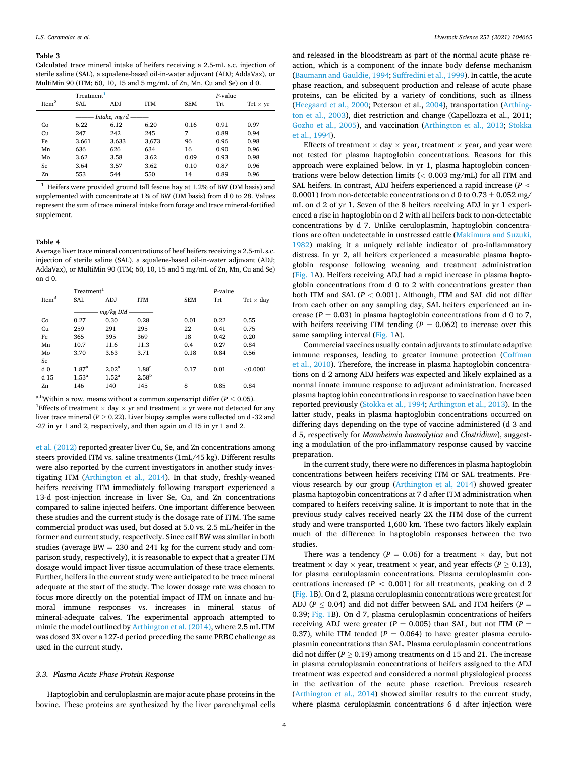**Table 3**
Calculated trace mineral intake of heifers receiving a 2.5-mL s.c. injection of sterile saline (SAL), a squalene-based oil-in-water adjuvant (ADJ; AddaVax), or MultiMin 90 (ITM; 60, 10, 15 and 5 mg/mL of Zn, Mn, Cu and Se) on d 0.

| Item[2] | Treatment[1] SAL | ADJ | ITM | SEM | P-value Trt | Trt × yr |
|---|---|---|---|---|---|---|
| | ——— Intake, mg/d ——— | | | | | |
| Co | 6.22 | 6.12 | 6.20 | 0.16 | 0.91 | 0.97 |
| Cu | 247 | 242 | 245 | 7 | 0.88 | 0.94 |
| Fe | 3,661 | 3,633 | 3,673 | 96 | 0.96 | 0.98 |
| Mn | 636 | 626 | 634 | 16 | 0.90 | 0.96 |
| Mo | 3.62 | 3.58 | 3.62 | 0.09 | 0.93 | 0.98 |
| Se | 3.64 | 3.57 | 3.62 | 0.10 | 0.87 | 0.96 |
| Zn | 553 | 544 | 550 | 14 | 0.89 | 0.96 |

[1] Heifers were provided ground tall fescue hay at 1.2% of BW (DM basis) and supplemented with concentrate at 1% of BW (DM basis) from d 0 to 28. Values represent the sum of trace mineral intake from forage and trace mineral-fortified supplement.

**Table 4**
Average liver trace mineral concentrations of beef heifers receiving a 2.5-mL s.c. injection of sterile saline (SAL), a squalene-based oil-in-water adjuvant (ADJ; AddaVax), or MultiMin 90 (ITM; 60, 10, 15 and 5 mg/mL of Zn, Mn, Cu and Se) on d 0.

| Item[3] | Treatment[1] SAL | ADJ | ITM | SEM | P-value Trt | Trt × day |
|---|---|---|---|---|---|---|
| | ——— mg/kg DM ——— | | | | | |
| Co | 0.27 | 0.30 | 0.28 | 0.01 | 0.22 | 0.55 |
| Cu | 259 | 291 | 295 | 22 | 0.41 | 0.75 |
| Fe | 365 | 395 | 369 | 18 | 0.42 | 0.20 |
| Mn | 10.7 | 11.6 | 11.3 | 0.4 | 0.27 | 0.84 |
| Mo | 3.70 | 3.63 | 3.71 | 0.18 | 0.84 | 0.56 |
| Se | | | | | | |
| d 0 | 1.87[a] | 2.02[a] | 1.88[a] | 0.17 | 0.01 | <0.0001 |
| d 15 | 1.53[a] | 1.52[a] | 2.58[b] | | | |
| Zn | 146 | 140 | 145 | 8 | 0.85 | 0.84 |

[a-b]Within a row, means without a common superscript differ ($P \leq 0.05$).
[1]Effects of treatment × day × yr and treatment × yr were not detected for any liver trace mineral ($P \geq 0.22$). Liver biopsy samples were collected on d -32 and -27 in yr 1 and 2, respectively, and then again on d 15 in yr 1 and 2.

et al. (2012) reported greater liver Cu, Se, and Zn concentrations among steers provided ITM vs. saline treatments (1mL/45 kg). Different results were also reported by the current investigators in another study investigating ITM (Arthington et al., 2014). In that study, freshly-weaned heifers receiving ITM immediately following transport experienced a 13-d post-injection increase in liver Se, Cu, and Zn concentrations compared to saline injected heifers. One important difference between these studies and the current study is the dosage rate of ITM. The same commercial product was used, but dosed at 5.0 vs. 2.5 mL/heifer in the former and current study, respectively. Since calf BW was similar in both studies (average BW = 230 and 241 kg for the current study and comparison study, respectively), it is reasonable to expect that a greater ITM dosage would impact liver tissue accumulation of these trace elements. Further, heifers in the current study were anticipated to be trace mineral adequate at the start of the study. The lower dosage rate was chosen to focus more directly on the potential impact of ITM on innate and humoral immune responses vs. increases in mineral status of mineral-adequate calves. The experimental approach attempted to mimic the model outlined by Arthington et al. (2014), where 2.5 mL ITM was dosed 3X over a 127-d period preceding the same PRBC challenge as used in the current study.

### 3.3. Plasma Acute Phase Protein Response

Haptoglobin and ceruloplasmin are major acute phase proteins in the bovine. These proteins are synthesized by the liver parenchymal cells and released in the bloodstream as part of the normal acute phase reaction, which is a component of the innate body defense mechanism (Baumann and Gauldie, 1994; Suffredini et al., 1999). In cattle, the acute phase reaction, and subsequent production and release of acute phase proteins, can be elicited by a variety of conditions, such as illness (Heegaard et al., 2000; Peterson et al., 2004), transportation (Arthington et al., 2003), diet restriction and change (Capellozza et al., 2011; Gozho et al., 2005), and vaccination (Arthington et al., 2013; Stokka et al., 1994).

Effects of treatment × day × year, treatment × year, and year were not tested for plasma haptoglobin concentrations. Reasons for this approach were explained below. In yr 1, plasma haptoglobin concentrations were below detection limits (< 0.003 mg/mL) for all ITM and SAL heifers. In contrast, ADJ heifers experienced a rapid increase ($P < 0.0001$) from non-detectable concentrations on d 0 to 0.73 ± 0.052 mg/mL on d 2 of yr 1. Seven of the 8 heifers receiving ADJ in yr 1 experienced a rise in haptoglobin on d 2 with all heifers back to non-detectable concentrations by d 7. Unlike ceruloplasmin, haptoglobin concentrations are often undetectable in unstressed cattle (Makimura and Suzuki, 1982) making it a uniquely reliable indicator of pro-inflammatory distress. In yr 2, all heifers experienced a measurable plasma haptoglobin response following weaning and treatment administration (Fig. 1A). Heifers receiving ADJ had a rapid increase in plasma haptoglobin concentrations from d 0 to 2 with concentrations greater than both ITM and SAL ($P < 0.001$). Although, ITM and SAL did not differ from each other on any sampling day, SAL heifers experienced an increase ($P = 0.03$) in plasma haptoglobin concentrations from d 0 to 7, with heifers receiving ITM tending ($P = 0.062$) to increase over this same sampling interval (Fig. 1A).

Commercial vaccines usually contain adjuvants to stimulate adaptive immune responses, leading to greater immune protection (Coffman et al., 2010). Therefore, the increase in plasma haptoglobin concentrations on d 2 among ADJ heifers was expected and likely explained as a normal innate immune response to adjuvant administration. Increased plasma haptoglobin concentrations in response to vaccination have been reported previously (Stokka et al., 1994; Arthington et al., 2013). In the latter study, peaks in plasma haptoglobin concentrations occurred on differing days depending on the type of vaccine administered (d 3 and d 5, respectively for *Mannheimia haemolytica* and *Clostridium*), suggesting a modulation of the pro-inflammatory response caused by vaccine preparation.

In the current study, there were no differences in plasma haptoglobin concentrations between heifers receiving ITM or SAL treatments. Previous research by our group (Arthington et al, 2014) showed greater plasma haptoglobin concentrations at 7 d after ITM administration when compared to heifers receiving saline. It is important to note that in the previous study calves received nearly 2X the ITM dose of the current study and were transported 1,600 km. These two factors likely explain much of the difference in haptoglobin responses between the two studies.

There was a tendency ($P = 0.06$) for a treatment × day, but not treatment × day × year, treatment × year, and year effects ($P \geq 0.13$), for plasma ceruloplasmin concentrations. Plasma ceruloplasmin concentrations increased ($P < 0.001$) for all treatments, peaking on d 2 (Fig. 1B). On d 2, plasma ceruloplasmin concentrations were greatest for ADJ ($P \leq 0.04$) and did not differ between SAL and ITM heifers ($P = 0.39$; Fig. 1B). On d 7, plasma ceruloplasmin concentrations of heifers receiving ADJ were greater ($P = 0.005$) than SAL, but not ITM ($P = 0.37$), while ITM tended ($P = 0.064$) to have greater plasma ceruloplasmin concentrations than SAL. Plasma ceruloplasmin concentrations did not differ ($P \geq 0.19$) among treatments on d 15 and 21. The increase in plasma ceruloplasmin concentrations of heifers assigned to the ADJ treatment was expected and considered a normal physiological process in the activation of the acute phase reaction. Previous research (Arthington et al., 2014) showed similar results to the current study, where plasma ceruloplasmin concentrations 6 d after injection were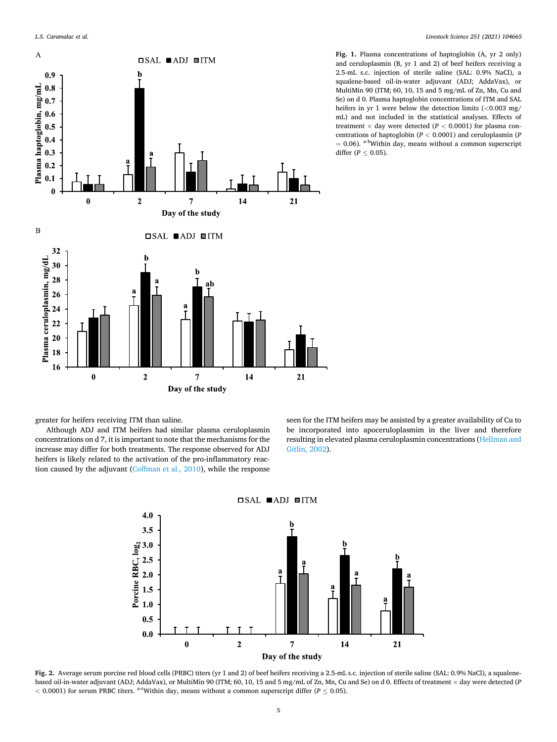**Fig. 1.** Plasma concentrations of haptoglobin (A, yr 2 only) and ceruloplasmin (B, yr 1 and 2) of beef heifers receiving a 2.5-mL s.c. injection of sterile saline (SAL: 0.9% NaCl), a squalene-based oil-in-water adjuvant (ADJ; AddaVax), or MultiMin 90 (ITM; 60, 10, 15 and 5 mg/mL of Zn, Mn, Cu and Se) on d 0. Plasma haptoglobin concentrations of ITM and SAL heifers in yr 1 were below the detection limits (<0.003 mg/mL) and not included in the statistical analyses. Effects of treatment × day were detected ($P < 0.0001$) for plasma concentrations of haptoglobin ($P < 0.0001$) and ceruloplasmin ($P = 0.06$). [a-b]Within day, means without a common superscript differ ($P \leq 0.05$).

greater for heifers receiving ITM than saline.

Although ADJ and ITM heifers had similar plasma ceruloplasmin concentrations on d 7, it is important to note that the mechanisms for the increase may differ for both treatments. The response observed for ADJ heifers is likely related to the activation of the pro-inflammatory reaction caused by the adjuvant (Coffman et al., 2010), while the response seen for the ITM heifers may be assisted by a greater availability of Cu to be incorporated into apoceruloplasmin in the liver and therefore resulting in elevated plasma ceruloplasmin concentrations (Hellman and Gitlin, 2002).

**Fig. 2.** Average serum porcine red blood cells (PRBC) titers (yr 1 and 2) of beef heifers receiving a 2.5-mL s.c. injection of sterile saline (SAL: 0.9% NaCl), a squalene-based oil-in-water adjuvant (ADJ; AddaVax), or MultiMin 90 (ITM; 60, 10, 15 and 5 mg/mL of Zn, Mn, Cu and Se) on d 0. Effects of treatment × day were detected ($P < 0.0001$) for serum PRBC titers. [a-c]Within day, means without a common superscript differ ($P \leq 0.05$).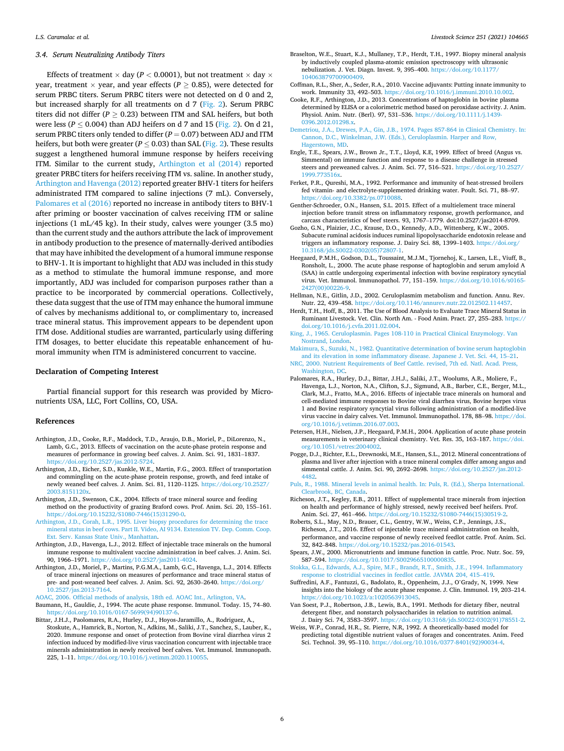### 3.4. Serum Neutralizing Antibody Titers

Effects of treatment × day ($P < 0.0001$), but not treatment × day × year, treatment × year, and year effects ($P \geq 0.85$), were detected for serum PRBC titers. Serum PRBC titers were not detected on d 0 and 2, but increased sharply for all treatments on d 7 (Fig. 2). Serum PRBC titers did not differ ($P \geq 0.23$) between ITM and SAL heifers, but both were less ($P \leq 0.004$) than ADJ heifers on d 7 and 15 (Fig. 2). On d 21, serum PRBC titers only tended to differ ($P = 0.07$) between ADJ and ITM heifers, but both were greater ($P \leq 0.03$) than SAL (Fig. 2). These results suggest a lengthened humoral immune response by heifers receiving ITM. Similar to the current study, Arthington et al (2014) reported greater PRBC titers for heifers receiving ITM vs. saline. In another study, Arthington and Havenga (2012) reported greater BHV-1 titers for heifers administrated ITM compared to saline injections (7 mL). Conversely, Palomares et al (2016) reported no increase in antibody titers to BHV-1 after priming or booster vaccination of calves receiving ITM or saline injections (1 mL/45 kg). In their study, calves were younger (3.5 mo) than the current study and the authors attribute the lack of improvement in antibody production to the presence of maternally-derived antibodies that may have inhibited the development of a humoral immune response to BHV-1. It is important to highlight that ADJ was included in this study as a method to stimulate the humoral immune response, and more importantly, ADJ was included for comparison purposes rather than a practice to be incorporated by commercial operations. Collectively, these data suggest that the use of ITM may enhance the humoral immune of calves by mechanisms additional to, or complimentary to, increased trace mineral status. This improvement appears to be dependent upon ITM dose. Additional studies are warranted, particularly using differing ITM dosages, to better elucidate this repeatable enhancement of humoral immunity when ITM is administered concurrent to vaccine.

## Declaration of Competing Interest

Partial financial support for this research was provided by Micronutrients USA, LLC, Fort Collins, CO, USA.

## References

Arthington, J.D., Cooke, R.F., Maddock, T.D., Araujo, D.B., Moriel, P., DiLorenzo, N., Lamb, G.C., 2013. Effects of vaccination on the acute-phase protein response and measures of performance in growing beef calves. J. Anim. Sci. 91, 1831–1837. https://doi.org/10.2527/jas.2012-5724.

Arthington, J.D., Eicher, S.D., Kunkle, W.E., Martin, F.G., 2003. Effect of transportation and commingling on the acute-phase protein response, growth, and feed intake of newly weaned beef calves. J. Anim. Sci. 81, 1120–1125. https://doi.org/10.2527/2003.8151120x.

Arthington, J.D., Swenson, C.K., 2004. Effects of trace mineral source and feeding method on the productivity of grazing Braford cows. Prof. Anim. Sci. 20, 155–161. https://doi.org/10.15232/S1080-7446(15)31290-0.

Arthington, J.D., Corah, L.R., 1995. Liver biopsy procedures for determining the trace mineral status in beef cows. Part II. Video, AI 9134. Extension TV. Dep. Comm. Coop. Ext. Serv. Kansas State Univ., Manhattan.

Arthington, J.D., Havenga, L.J., 2012. Effect of injectable trace minerals on the humoral immune response to multivalent vaccine administration in beef calves. J. Anim. Sci. 90, 1966–1971. https://doi.org/10.2527/jas2011-4024.

Arthington, J.D., Moriel, P., Martins, P.G.M.A., Lamb, G.C., Havenga, L.J., 2014. Effects of trace mineral injections on measures of performance and trace mineral status of pre- and post-weaned beef calves. J. Anim. Sci. 92, 2630–2640. https://doi.org/10.2527/jas.2013-7164.

AOAC, 2006. Official methods of analysis, 18th ed. AOAC Int., Arlington, VA.

Baumann, H., Gauldie, J., 1994. The acute phase response. Immunol. Today. 15, 74–80. https://doi.org/10.1016/0167-5699(94)90137-6.

Bittar, J.H.J., Paolomares, R.A., Hurley, D.J., Hoyos-Jaramillo, A., Rodriguez, A., Stoskute, A., Hamrick, B., Norton, N., Adkins, M., Saliki, J.T., Sanchez, S., Lauber, K., 2020. Immune response and onset of protection from Bovine viral diarrhea virus 2 infection induced by modified-live virus vaccination concurrent with injectable trace minerals administration in newly received beef calves. Vet. Immunol. Immunopath. 225, 1–11. https://doi.org/10.1016/j.vetimm.2020.110055.

Braselton, W.E., Stuart, K.J., Mullaney, T.P., Herdt, T.H., 1997. Biopsy mineral analysis by inductively coupled plasma-atomic emission spectroscopy with ultrasonic nebulization. J. Vet. Diagn. Invest. 9, 395–400. https://doi.org/10.1177/104063879700900409.

Coffman, R.L., Sher, A., Seder, R.A., 2010. Vaccine adjuvants: Putting innate immunity to work. Immunity 33, 492–503. https://doi.org/10.1016/j.immuni.2010.10.002.

Cooke, R.F., Arthington, J.D., 2013. Concentrations of haptoglobin in bovine plasma determined by ELISA or a colorimetric method based on peroxidase activity. J. Anim. Physiol. Anim. Nutr. (Berl). 97, 531–536. https://doi.org/10.1111/j.1439-0396.2012.01298.x.

Demetriou, J.A., Drewes, P.A., Gin, J.B., 1974. Pages 857-864 in Clinical Chemistry. In: Cannon, D.C., Winkelman, J.W. (Eds.), Ceruloplasmin. Harper and Row, Hagerstown, MD.

Engle, T.E., Spears, J.W., Brown Jr., T.T., Lloyd, K.E, 1999. Effect of breed (Angus vs. Simmental) on immune function and response to a disease challenge in stressed steers and preweaned calves. J. Anim. Sci. 77, 516–521. https://doi.org/10.2527/1999.773516x.

Ferket, P.R., Qureshi, M.A., 1992. Performance and immunity of heat-stressed broilers fed vitamin- and electrolyte-supplemented drinking water. Poult. Sci. 71, 88–97. https://doi.org/10.3382/ps.0710088.

Genther-Schroeder, O.N., Hansen, S.L. 2015. Effect of a multielement trace mineral injection before transit stress on inflammatory response, growth performance, and carcass characteristics of beef steers. 93, 1767–1779. doi:10.2527/jas2014-8709.

Gozho, G.N., Plaizier, J.C., Krause, D.O., Kennedy, A.D., Wittenberg, K.W., 2005. Subacute ruminal acidosis induces ruminal lipopolysaccharide endotoxin release and triggers an inflammatory response. J. Dairy Sci. 88, 1399–1403. https://doi.org/10.3168/jds.S0022-0302(05)72807-1.

Heegaard, P.M.H., Godson, D.L., Toussaint, M.J.M., Tjornehoj, K., Larsen, L.E., Viuff, B., Ronsholt, L., 2000. The acute phase response of haptoglobin and serum amyloid A (SAA) in cattle undergoing experimental infection with bovine respiratory syncytial virus. Vet. Immunol. Immunopathol. 77, 151–159. https://doi.org/10.1016/s0165-2427(00)00226-9.

Hellman, N.E., Gitlin, J.D., 2002. Ceruloplasmin metabolism and function. Annu. Rev. Nutr. 22, 439–458. https://doi.org/10.1146/annurev.nutr.22.012502.114457.

Herdt, T.H., Hoff, B., 2011. The Use of Blood Analysis to Evaluate Trace Mineral Status in Ruminant Livestock. Vet. Clin. North Am. - Food Anim. Pract. 27, 255–283. https://doi.org/10.1016/j.cvfa.2011.02.004.

King, J., 1965. Ceruloplasmin. Pages 108-110 in Practical Clinical Enzymology. Van Nostrand, London.

Makimura, S., Suzuki, N., 1982. Quantitative determination of bovine serum haptoglobin and its elevation in some inflammatory disease. Japanese J. Vet. Sci. 44, 15–21.

NRC, 2000. Nutrient Requirements of Beef Cattle. revised, 7th ed. Natl. Acad. Press, Washington, DC.

Palomares, R.A., Hurley, D.J., Bittar, J.H.J., Saliki, J.T., Woolums, A.R., Moliere, F., Havenga, L.J., Norton, N.A., Clifton, S.J., Sigmund, A.B., Barber, C.E., Berger, M.L., Clark, M.J., Fratto, M.A., 2016. Effects of injectable trace minerals on humoral and cell-mediated immune responses to Bovine viral diarrhea virus, Bovine herpes virus 1 and Bovine respiratory syncytial virus following administration of a modified-live virus vaccine in dairy calves. Vet. Immunol. Immunopathol. 178, 88–98. https://doi.org/10.1016/j.vetimm.2016.07.003.

Petersen, H.H., Nielsen, J.P., Heegaard, P.M.H., 2004. Application of acute phase protein measurements in veterinary clinical chemistry. Vet. Res. 35, 163–187. https://doi.org/10.1051/vetres:2004002.

Pogge, D.J., Richter, E.L., Drewnoski, M.E., Hansen, S.L., 2012. Mineral concentrations of plasma and liver after injection with a trace mineral complex differ among angus and simmental cattle. J. Anim. Sci. 90, 2692–2698. https://doi.org/10.2527/jas.2012-4482.

Puls, R., 1988. Mineral levels in animal health. In: Puls, R. (Ed.), Sherpa International. Clearbrook, BC, Canada.

Richeson, J.T., Kegley, E.B., 2011. Effect of supplemental trace minerals from injection on health and performance of highly stressed, newly received beef heifers. Prof. Anim. Sci. 27, 461–466. https://doi.org/10.15232/S1080-7446(15)30519-2.

Roberts, S.L., May, N.D., Brauer, C.L., Gentry, W.W., Weiss, C.P., Jennings, J.S., Richeson, J.T., 2016. Effect of injectable trace mineral administration on health, performance, and vaccine response of newly received feedlot cattle. Prof. Anim. Sci. 32, 842–848. https://doi.org/10.15232/pas.2016-01543.

Spears, J.W., 2000. Micronutrients and immune function in cattle. Proc. Nutr. Soc. 59, 587–594. https://doi.org/10.1017/S0029665100000835.

Stokka, G.L., Edwards, A.J., Spire, M.F., Brandt, R.T., Smith, J.E., 1994. Inflammatory response to clostridial vaccines in feedlot cattle. JAVMA 204, 415–419.

Suffredini, A.F., Fantuzzi, G., Badolato, R., Oppenheim, J.J., O'Grady, N, 1999. New insights into the biology of the acute phase response. J. Clin. Immunol. 19, 203–214. https://doi.org/10.1023/a:1020563913045.

Van Soest, P.J., Robertson, J.B., Lewis, B.A., 1991. Methods for dietary fiber, neutral detergent fiber, and nonstarch polysaccharides in relation to nutrition animal. J. Dairy Sci. 74, 3583–3597. https://doi.org/10.3168/jds.S0022-0302(91)78551-2.

Weiss, W.P., Conrad, H.R., St. Pierre, N.R, 1992. A theoretically-based model for predicting total digestible nutrient values of forages and concentrates. Anim. Feed Sci. Technol. 39, 95–110. https://doi.org/10.1016/0377-8401(92)90034-4.